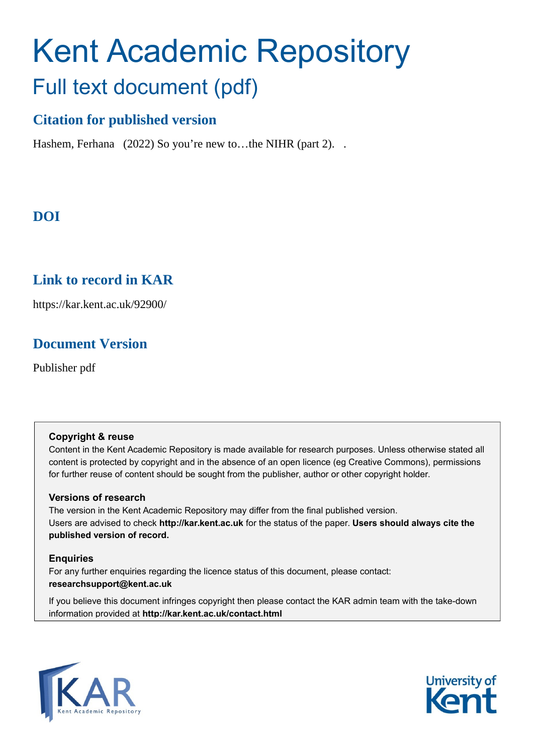# Kent Academic Repository

## Full text document (pdf)

### Citation for published version

Hashem, Ferhana (2022) So you're new to…the NIHR (part 2). .

### DOI

### Link to record in KAR

https://kar.kent.ac.uk/92900/

### Document Version

Publisher pdf

**Copyright & reuse**

Content in the Kent Academic Repository is made available for research purposes. Unless otherwise stated all content is protected by copyright and in the absence of an open licence (eg Creative Commons), permissions for further reuse of content should be sought from the publisher, author or other copyright holder.

**Versions of research**

The version in the Kent Academic Repository may differ from the final published version. Users are advised to check **http://kar.kent.ac.uk** for the status of the paper. **Users should always cite the published version of record.**

**Enquiries**

For any further enquiries regarding the licence status of this document, please contact: **researchsupport@kent.ac.uk**

If you believe this document infringes copyright then please contact the KAR admin team with the take-down information provided at **http://kar.kent.ac.uk/contact.html**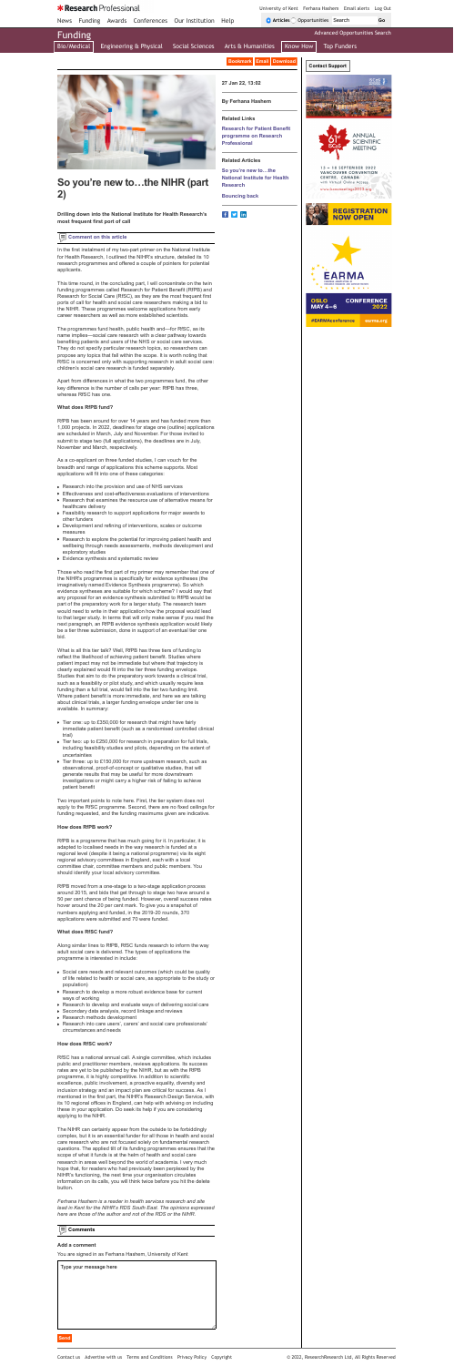# So you're new to…the NIHR (part 2)

**Drilling down into the National Institute for Health Research's most frequent first port of call**

Comment on this article

27 Jan 22, 13:02

By Ferhana Hashem

In the first instalment of my two-part primer on the National Institute for Health Research, I outlined the NIHR's structure, detailed its 10 research programmes and offered a couple of pointers for potential applicants.

This time round, in the concluding part, I will concentrate on the twin funding programmes called Research for Patient Benefit (RfPB) and Research for Social Care (RfSC), as they are the most frequent first ports of call for health and social care researchers making a bid to the NIHR. These programmes welcome applications from early career researchers as well as more established scientists.

The programmes fund health, public health and—for RfSC, as its name implies—social care research with a clear pathway towards benefiting patients and users of the NHS or social care services. They do not specify particular research topics, so researchers can propose any topics that fall within the scope. It is worth noting that RfSC is concerned only with supporting research in adult social care: children's social care research is funded separately.

Apart from differences in what the two programmes fund, the other key difference is the number of calls per year: RfPB has three, whereas RfSC has one.

### What does RfPB fund?

RfPB has been around for over 14 years and has funded more than 1,000 projects. In 2022, deadlines for stage one (outline) applications are scheduled in March, July and November. For those invited to submit to stage two (full applications), the deadlines are in July, November and March, respectively.

As a co-applicant on three funded studies, I can vouch for the breadth and range of applications this scheme supports. Most applications will fit into one of these categories:

- Research into the provision and use of NHS services
- Effectiveness and cost-effectiveness evaluations of interventions
- Research that examines the resource use of alternative means for healthcare delivery
- Feasibility research to support applications for major awards to other funders
- Development and refining of interventions, scales or outcome measures
- Research to explore the potential for improving patient health and wellbeing through needs assessments, methods development and exploratory studies
- Evidence synthesis and systematic review

Those who read the first part of my primer may remember that one of the NIHR's programmes is specifically for evidence syntheses (the imaginatively named Evidence Synthesis programme). So which evidence syntheses are suitable for which scheme? I would say that any proposal for an evidence synthesis submitted to RfPB would be part of the preparatory work for a larger study. The research team would need to write in their application how the proposal would lead to that larger study. In terms that will only make sense if you read the next paragraph, an RfPB evidence synthesis application would likely be a tier three submission, done in support of an eventual tier one bid.

What is all this tier talk? Well, RfPB has three tiers of funding to reflect the likelihood of achieving patient benefit. Studies where patient impact may not be immediate but where that trajectory is clearly explained would fit into the tier three funding envelope. Studies that aim to do the preparatory work towards a clinical trial, such as a feasibility or pilot study, and which usually require less funding than a full trial, would fall into the tier two funding limit. Where patient benefit is more immediate, and here we are talking about clinical trials, a larger funding envelope under tier one is available. In summary:

- Tier one: up to £350,000 for research that might have fairly immediate patient benefit (such as a randomised controlled clinical trial)
- Tier two: up to £250,000 for research in preparation for full trials, including feasibility studies and pilots, depending on the extent of uncertainties
- Tier three: up to £150,000 for more upstream research, such as observational, proof-of-concept or qualitative studies, that will generate results that may be useful for more downstream investigations or might carry a higher risk of failing to achieve patient benefit

Two important points to note here. First, the tier system does not apply to the RfSC programme. Second, there are no fixed ceilings for funding requested, and the funding maximums given are indicative.

### How does RfPB work?

RfPB is a programme that has much going for it. In particular, it is adapted to localised needs in the way research is funded at a regional level (despite it being a national programme) via its eight regional advisory committees in England, each with a local committee chair, committee members and public members. You should identify your local advisory committee.

RfPB moved from a one-stage to a two-stage application process around 2015, and bids that get through to stage two have around a 50 per cent chance of being funded. However, overall success rates hover around the 20 per cent mark. To give you a snapshot of numbers applying and funded, in the 2019-20 rounds, 370 applications were submitted and 70 were funded.

### What does RfSC fund?

Along similar lines to RfPB, RfSC funds research to inform the way adult social care is delivered. The types of applications the programme is interested in include:

- Social care needs and relevant outcomes (which could be quality of life related to health or social care, as appropriate to the study or population)
- Research to develop a more robust evidence base for current ways of working
- Research to develop and evaluate ways of delivering social care
- Secondary data analysis, record linkage and reviews
- Research methods development
- Research into care users', carers' and social care professionals' circumstances and needs

### How does RfSC work?

RfSC has a national annual call. A single committee, which includes public and practitioner members, reviews applications. Its success rates are yet to be published by the NIHR, but as with the RfPB programme, it is highly competitive. In addition to scientific excellence, public involvement, a proactive equality, diversity and inclusion strategy and an impact plan are critical for success. As I mentioned in the first part, the NIHR's Research Design Service, with its 10 regional offices in England, can help with advising on including these in your application. Do seek its help if you are considering applying to the NIHR.

The NIHR can certainly appear from the outside to be forbiddingly complex, but it is an essential funder for all those in health and social care research who are not focused solely on fundamental research questions. The applied tilt of its funding programmes ensures that the scope of what it funds is at the helm of health and social care research in areas well beyond the world of academia. I very much hope that, for readers who had previously been perplexed by the NIHR's functioning, the next time your organisation circulates information on its calls, you will think twice before you hit the delete button.

*Ferhana Hashem is a reader in health services research and site lead in Kent for the NIHR's RDS South East. The opinions expressed here are those of the author and not of the RDS or the NIHR.*

**Related Links**

Research for Patient Benefit programme on Research Professional

**Related Articles**

So you're new to…the National Institute for Health Research

Bouncing back